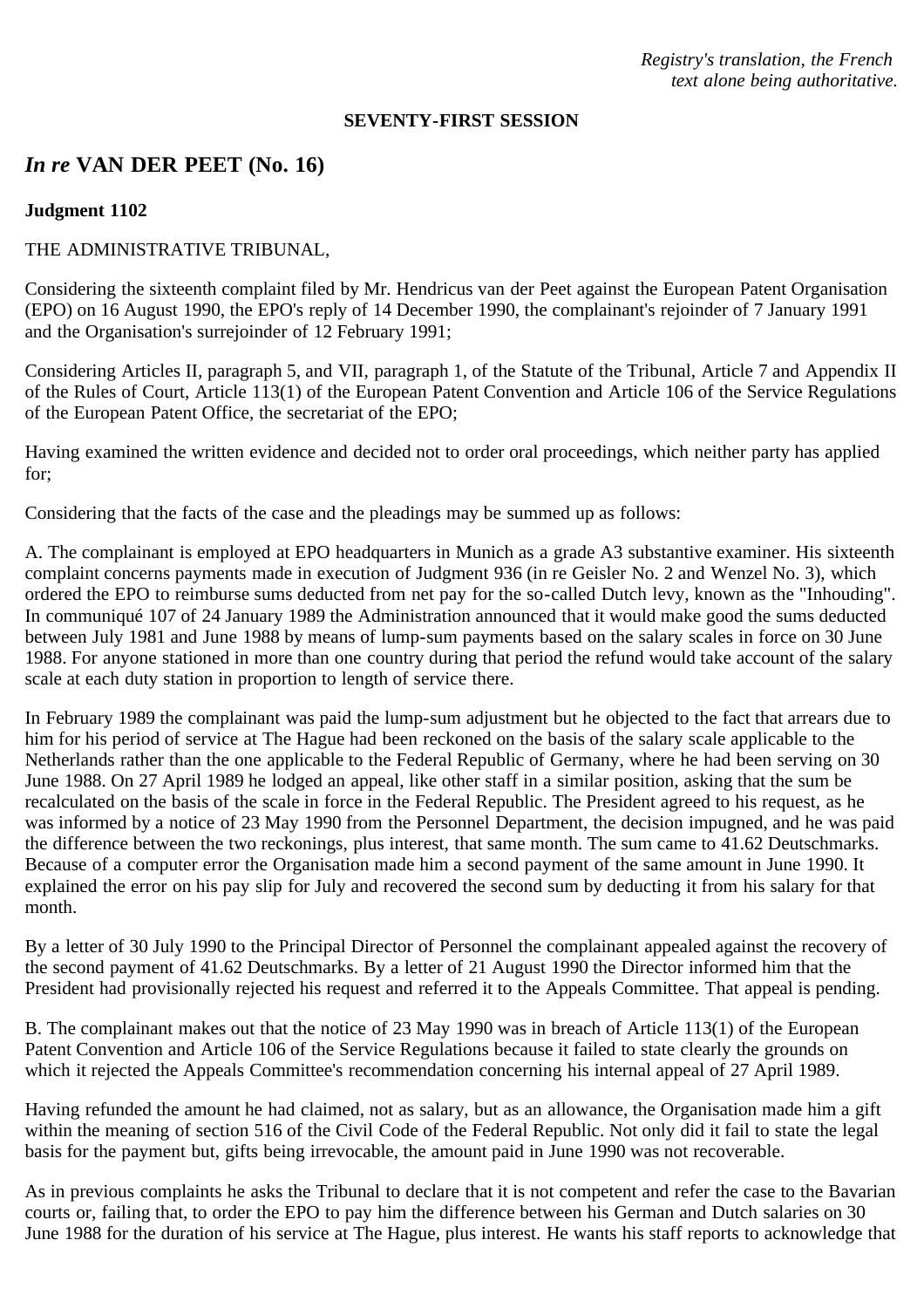*Registry's translation, the French text alone being authoritative.*

**SEVENTY-FIRST SESSION**

## *In re* VAN DER PEET (No. 16)

**Judgment 1102**

THE ADMINISTRATIVE TRIBUNAL,

Considering the sixteenth complaint filed by Mr. Hendricus van der Peet against the European Patent Organisation (EPO) on 16 August 1990, the EPO's reply of 14 December 1990, the complainant's rejoinder of 7 January 1991 and the Organisation's surrejoinder of 12 February 1991;

Considering Articles II, paragraph 5, and VII, paragraph 1, of the Statute of the Tribunal, Article 7 and Appendix II of the Rules of Court, Article 113(1) of the European Patent Convention and Article 106 of the Service Regulations of the European Patent Office, the secretariat of the EPO;

Having examined the written evidence and decided not to order oral proceedings, which neither party has applied for;

Considering that the facts of the case and the pleadings may be summed up as follows:

A. The complainant is employed at EPO headquarters in Munich as a grade A3 substantive examiner. His sixteenth complaint concerns payments made in execution of Judgment 936 (in re Geisler No. 2 and Wenzel No. 3), which ordered the EPO to reimburse sums deducted from net pay for the so-called Dutch levy, known as the "Inhouding". In communiqué 107 of 24 January 1989 the Administration announced that it would make good the sums deducted between July 1981 and June 1988 by means of lump-sum payments based on the salary scales in force on 30 June 1988. For anyone stationed in more than one country during that period the refund would take account of the salary scale at each duty station in proportion to length of service there.

In February 1989 the complainant was paid the lump-sum adjustment but he objected to the fact that arrears due to him for his period of service at The Hague had been reckoned on the basis of the salary scale applicable to the Netherlands rather than the one applicable to the Federal Republic of Germany, where he had been serving on 30 June 1988. On 27 April 1989 he lodged an appeal, like other staff in a similar position, asking that the sum be recalculated on the basis of the scale in force in the Federal Republic. The President agreed to his request, as he was informed by a notice of 23 May 1990 from the Personnel Department, the decision impugned, and he was paid the difference between the two reckonings, plus interest, that same month. The sum came to 41.62 Deutschmarks. Because of a computer error the Organisation made him a second payment of the same amount in June 1990. It explained the error on his pay slip for July and recovered the second sum by deducting it from his salary for that month.

By a letter of 30 July 1990 to the Principal Director of Personnel the complainant appealed against the recovery of the second payment of 41.62 Deutschmarks. By a letter of 21 August 1990 the Director informed him that the President had provisionally rejected his request and referred it to the Appeals Committee. That appeal is pending.

B. The complainant makes out that the notice of 23 May 1990 was in breach of Article 113(1) of the European Patent Convention and Article 106 of the Service Regulations because it failed to state clearly the grounds on which it rejected the Appeals Committee's recommendation concerning his internal appeal of 27 April 1989.

Having refunded the amount he had claimed, not as salary, but as an allowance, the Organisation made him a gift within the meaning of section 516 of the Civil Code of the Federal Republic. Not only did it fail to state the legal basis for the payment but, gifts being irrevocable, the amount paid in June 1990 was not recoverable.

As in previous complaints he asks the Tribunal to declare that it is not competent and refer the case to the Bavarian courts or, failing that, to order the EPO to pay him the difference between his German and Dutch salaries on 30 June 1988 for the duration of his service at The Hague, plus interest. He wants his staff reports to acknowledge that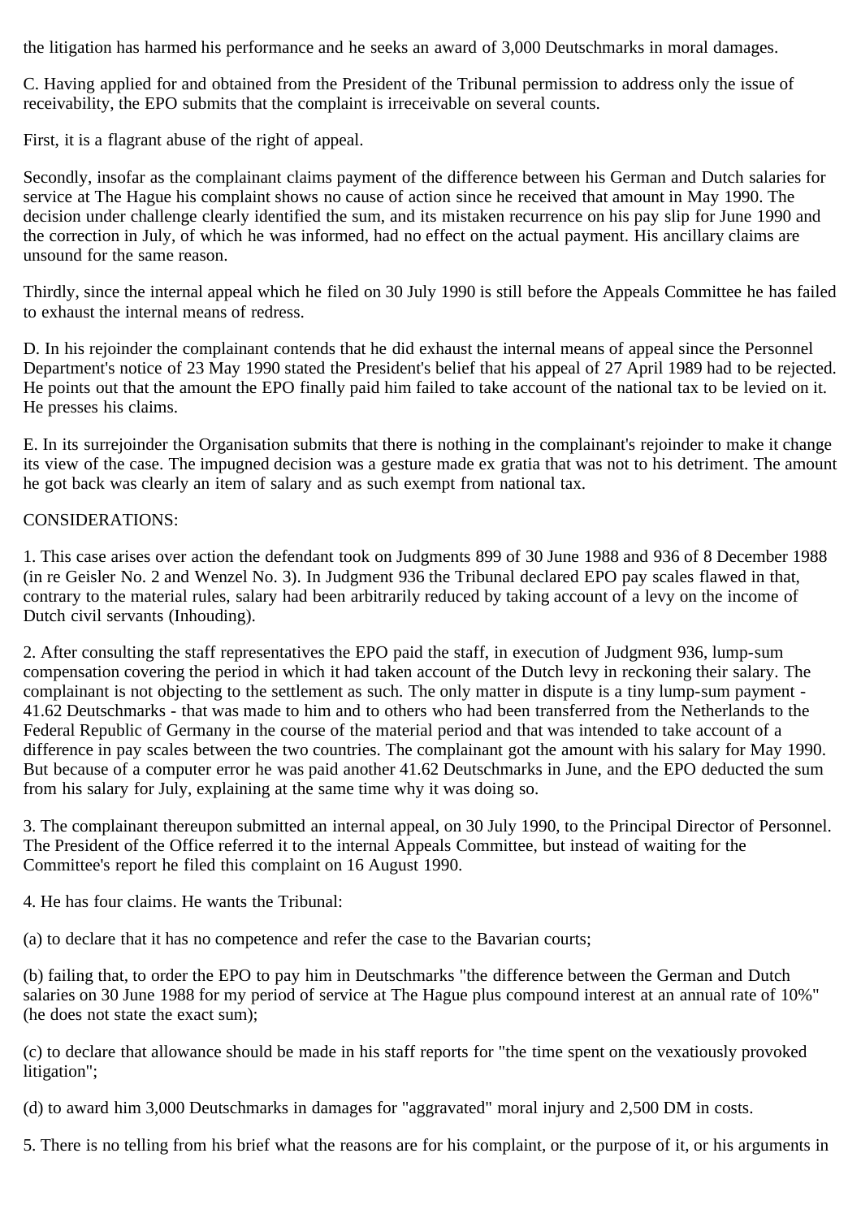the litigation has harmed his performance and he seeks an award of 3,000 Deutschmarks in moral damages.

C. Having applied for and obtained from the President of the Tribunal permission to address only the issue of receivability, the EPO submits that the complaint is irreceivable on several counts.

First, it is a flagrant abuse of the right of appeal.

Secondly, insofar as the complainant claims payment of the difference between his German and Dutch salaries for service at The Hague his complaint shows no cause of action since he received that amount in May 1990. The decision under challenge clearly identified the sum, and its mistaken recurrence on his pay slip for June 1990 and the correction in July, of which he was informed, had no effect on the actual payment. His ancillary claims are unsound for the same reason.

Thirdly, since the internal appeal which he filed on 30 July 1990 is still before the Appeals Committee he has failed to exhaust the internal means of redress.

D. In his rejoinder the complainant contends that he did exhaust the internal means of appeal since the Personnel Department's notice of 23 May 1990 stated the President's belief that his appeal of 27 April 1989 had to be rejected. He points out that the amount the EPO finally paid him failed to take account of the national tax to be levied on it. He presses his claims.

E. In its surrejoinder the Organisation submits that there is nothing in the complainant's rejoinder to make it change its view of the case. The impugned decision was a gesture made ex gratia that was not to his detriment. The amount he got back was clearly an item of salary and as such exempt from national tax.

CONSIDERATIONS:

1. This case arises over action the defendant took on Judgments 899 of 30 June 1988 and 936 of 8 December 1988 (in re Geisler No. 2 and Wenzel No. 3). In Judgment 936 the Tribunal declared EPO pay scales flawed in that, contrary to the material rules, salary had been arbitrarily reduced by taking account of a levy on the income of Dutch civil servants (Inhouding).

2. After consulting the staff representatives the EPO paid the staff, in execution of Judgment 936, lump-sum compensation covering the period in which it had taken account of the Dutch levy in reckoning their salary. The complainant is not objecting to the settlement as such. The only matter in dispute is a tiny lump-sum payment - 41.62 Deutschmarks - that was made to him and to others who had been transferred from the Netherlands to the Federal Republic of Germany in the course of the material period and that was intended to take account of a difference in pay scales between the two countries. The complainant got the amount with his salary for May 1990. But because of a computer error he was paid another 41.62 Deutschmarks in June, and the EPO deducted the sum from his salary for July, explaining at the same time why it was doing so.

3. The complainant thereupon submitted an internal appeal, on 30 July 1990, to the Principal Director of Personnel. The President of the Office referred it to the internal Appeals Committee, but instead of waiting for the Committee's report he filed this complaint on 16 August 1990.

4. He has four claims. He wants the Tribunal:

(a) to declare that it has no competence and refer the case to the Bavarian courts;

(b) failing that, to order the EPO to pay him in Deutschmarks "the difference between the German and Dutch salaries on 30 June 1988 for my period of service at The Hague plus compound interest at an annual rate of 10%" (he does not state the exact sum);

(c) to declare that allowance should be made in his staff reports for "the time spent on the vexatiously provoked litigation";

(d) to award him 3,000 Deutschmarks in damages for "aggravated" moral injury and 2,500 DM in costs.

5. There is no telling from his brief what the reasons are for his complaint, or the purpose of it, or his arguments in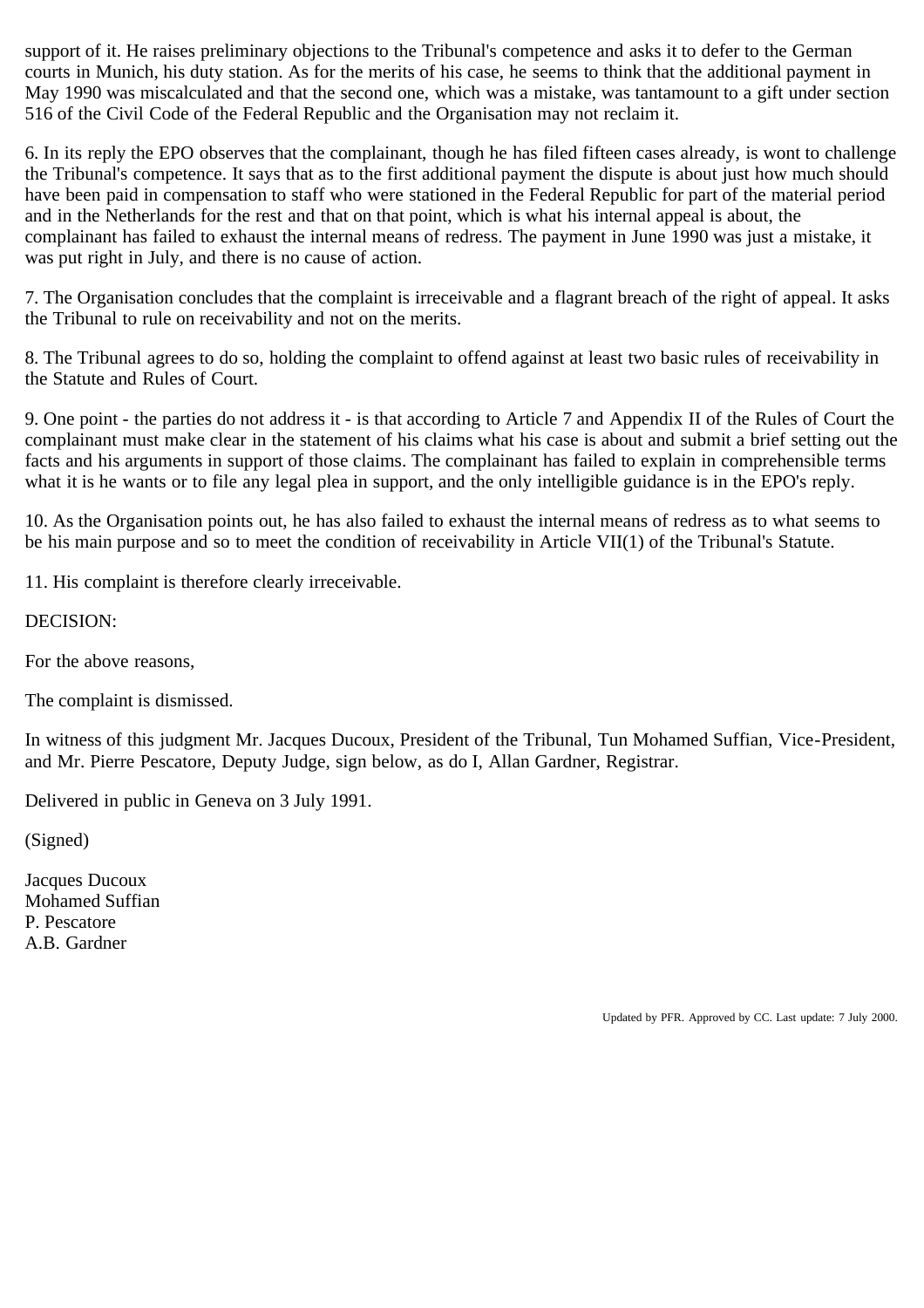support of it. He raises preliminary objections to the Tribunal's competence and asks it to defer to the German courts in Munich, his duty station. As for the merits of his case, he seems to think that the additional payment in May 1990 was miscalculated and that the second one, which was a mistake, was tantamount to a gift under section 516 of the Civil Code of the Federal Republic and the Organisation may not reclaim it.

6. In its reply the EPO observes that the complainant, though he has filed fifteen cases already, is wont to challenge the Tribunal's competence. It says that as to the first additional payment the dispute is about just how much should have been paid in compensation to staff who were stationed in the Federal Republic for part of the material period and in the Netherlands for the rest and that on that point, which is what his internal appeal is about, the complainant has failed to exhaust the internal means of redress. The payment in June 1990 was just a mistake, it was put right in July, and there is no cause of action.

7. The Organisation concludes that the complaint is irreceivable and a flagrant breach of the right of appeal. It asks the Tribunal to rule on receivability and not on the merits.

8. The Tribunal agrees to do so, holding the complaint to offend against at least two basic rules of receivability in the Statute and Rules of Court.

9. One point - the parties do not address it - is that according to Article 7 and Appendix II of the Rules of Court the complainant must make clear in the statement of his claims what his case is about and submit a brief setting out the facts and his arguments in support of those claims. The complainant has failed to explain in comprehensible terms what it is he wants or to file any legal plea in support, and the only intelligible guidance is in the EPO's reply.

10. As the Organisation points out, he has also failed to exhaust the internal means of redress as to what seems to be his main purpose and so to meet the condition of receivability in Article VII(1) of the Tribunal's Statute.

11. His complaint is therefore clearly irreceivable.

DECISION:

For the above reasons,

The complaint is dismissed.

In witness of this judgment Mr. Jacques Ducoux, President of the Tribunal, Tun Mohamed Suffian, Vice-President, and Mr. Pierre Pescatore, Deputy Judge, sign below, as do I, Allan Gardner, Registrar.

Delivered in public in Geneva on 3 July 1991.

(Signed)

Jacques Ducoux
Mohamed Suffian
P. Pescatore
A.B. Gardner

Updated by PFR. Approved by CC. Last update: 7 July 2000.